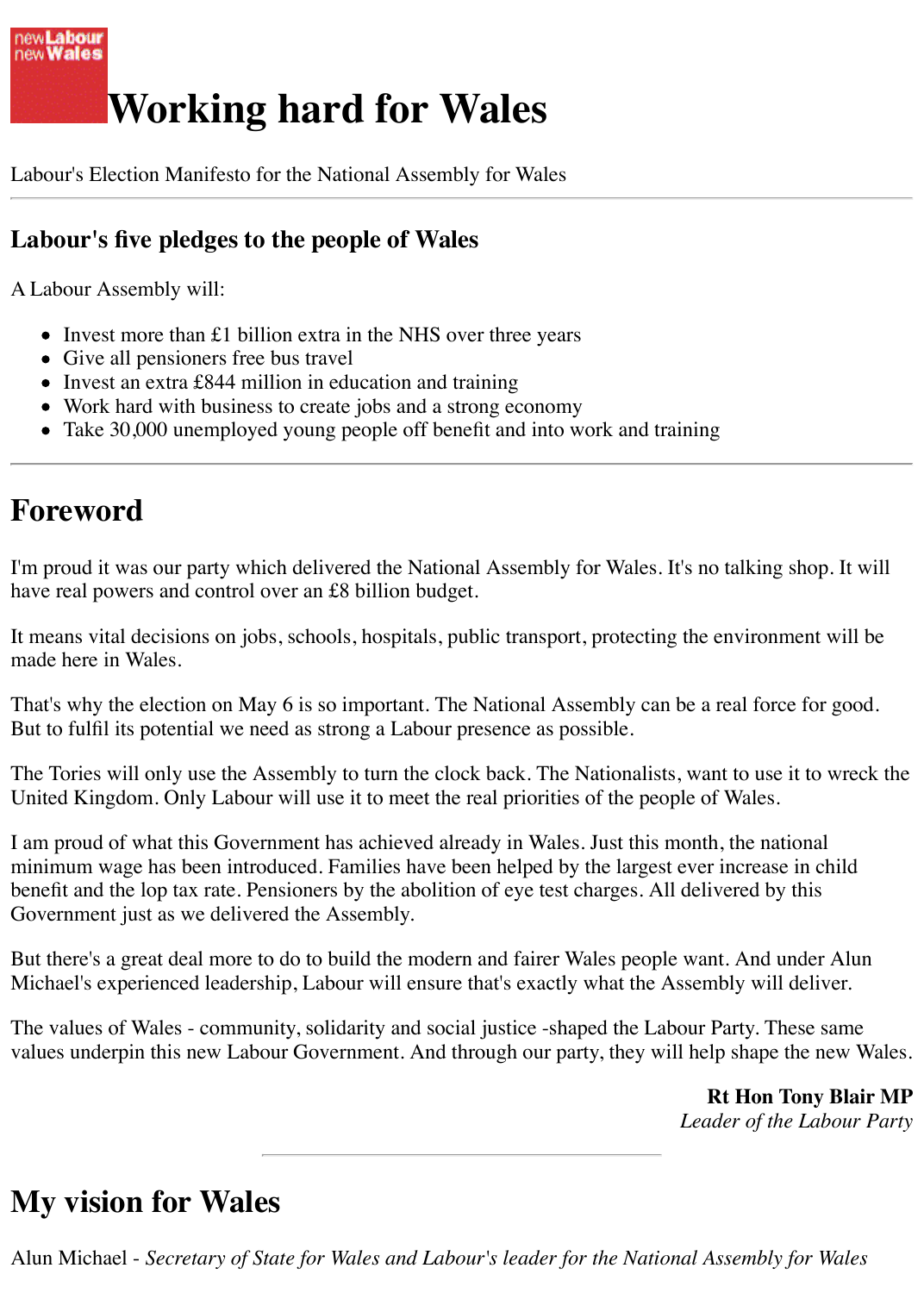# Working hard for Wales

Labour's Election Manifesto for the National Assembly for Wales

---

### Labour's five pledges to the people of Wales

A Labour Assembly will:

- Invest more than £1 billion extra in the NHS over three years
- Give all pensioners free bus travel
- Invest an extra £844 million in education and training
- Work hard with business to create jobs and a strong economy
- Take 30,000 unemployed young people off benefit and into work and training

---

## Foreword

I'm proud it was our party which delivered the National Assembly for Wales. It's no talking shop. It will have real powers and control over an £8 billion budget.

It means vital decisions on jobs, schools, hospitals, public transport, protecting the environment will be made here in Wales.

That's why the election on May 6 is so important. The National Assembly can be a real force for good. But to fulfil its potential we need as strong a Labour presence as possible.

The Tories will only use the Assembly to turn the clock back. The Nationalists, want to use it to wreck the United Kingdom. Only Labour will use it to meet the real priorities of the people of Wales.

I am proud of what this Government has achieved already in Wales. Just this month, the national minimum wage has been introduced. Families have been helped by the largest ever increase in child benefit and the lop tax rate. Pensioners by the abolition of eye test charges. All delivered by this Government just as we delivered the Assembly.

But there's a great deal more to do to build the modern and fairer Wales people want. And under Alun Michael's experienced leadership, Labour will ensure that's exactly what the Assembly will deliver.

The values of Wales - community, solidarity and social justice -shaped the Labour Party. These same values underpin this new Labour Government. And through our party, they will help shape the new Wales.

**Rt Hon Tony Blair MP**
*Leader of the Labour Party*

---

## My vision for Wales

Alun Michael - *Secretary of State for Wales and Labour's leader for the National Assembly for Wales*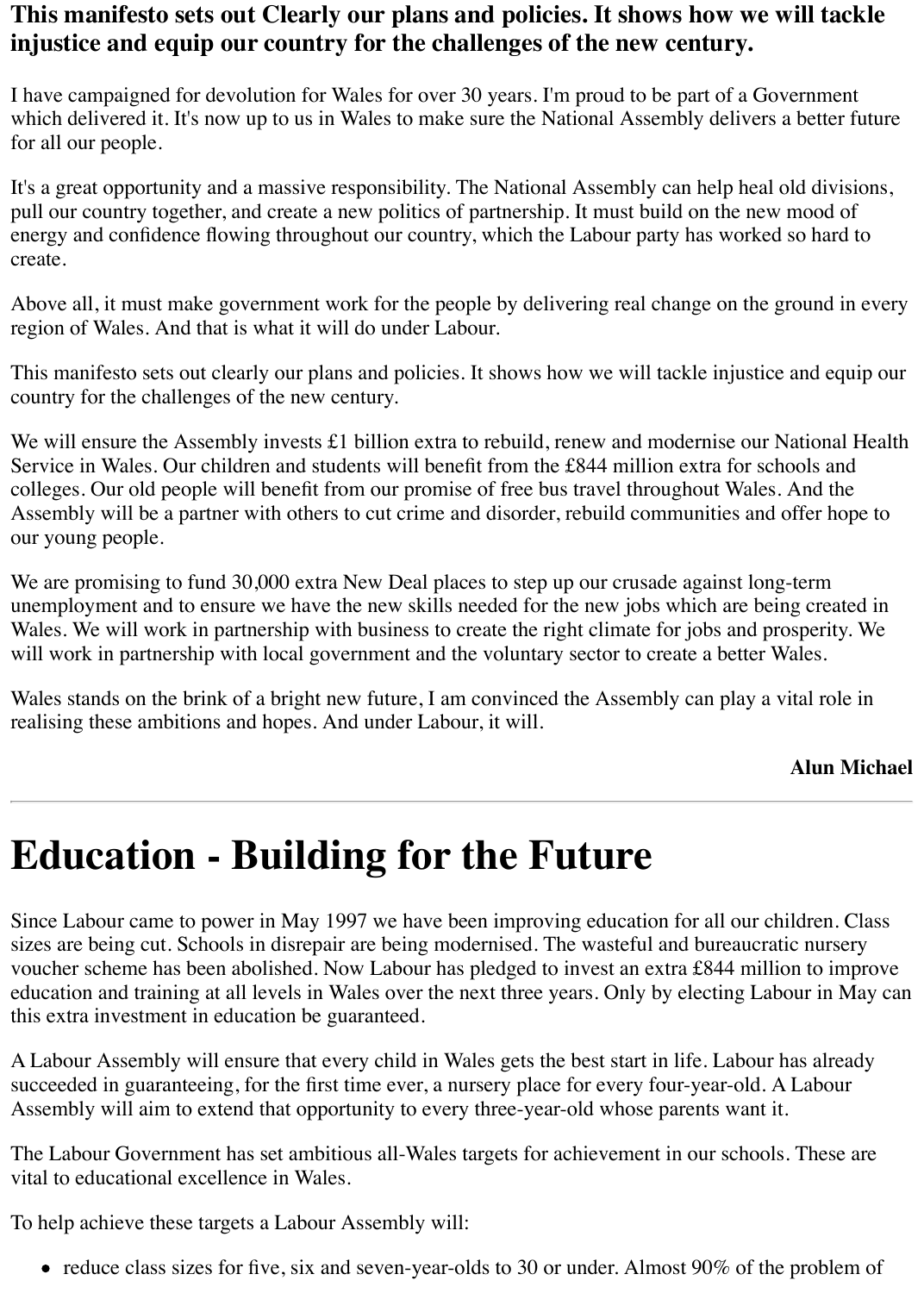**This manifesto sets out Clearly our plans and policies. It shows how we will tackle injustice and equip our country for the challenges of the new century.**

I have campaigned for devolution for Wales for over 30 years. I'm proud to be part of a Government which delivered it. It's now up to us in Wales to make sure the National Assembly delivers a better future for all our people.

It's a great opportunity and a massive responsibility. The National Assembly can help heal old divisions, pull our country together, and create a new politics of partnership. It must build on the new mood of energy and confidence flowing throughout our country, which the Labour party has worked so hard to create.

Above all, it must make government work for the people by delivering real change on the ground in every region of Wales. And that is what it will do under Labour.

This manifesto sets out clearly our plans and policies. It shows how we will tackle injustice and equip our country for the challenges of the new century.

We will ensure the Assembly invests £1 billion extra to rebuild, renew and modernise our National Health Service in Wales. Our children and students will benefit from the £844 million extra for schools and colleges. Our old people will benefit from our promise of free bus travel throughout Wales. And the Assembly will be a partner with others to cut crime and disorder, rebuild communities and offer hope to our young people.

We are promising to fund 30,000 extra New Deal places to step up our crusade against long-term unemployment and to ensure we have the new skills needed for the new jobs which are being created in Wales. We will work in partnership with business to create the right climate for jobs and prosperity. We will work in partnership with local government and the voluntary sector to create a better Wales.

Wales stands on the brink of a bright new future, I am convinced the Assembly can play a vital role in realising these ambitions and hopes. And under Labour, it will.

**Alun Michael**

---

# Education - Building for the Future

Since Labour came to power in May 1997 we have been improving education for all our children. Class sizes are being cut. Schools in disrepair are being modernised. The wasteful and bureaucratic nursery voucher scheme has been abolished. Now Labour has pledged to invest an extra £844 million to improve education and training at all levels in Wales over the next three years. Only by electing Labour in May can this extra investment in education be guaranteed.

A Labour Assembly will ensure that every child in Wales gets the best start in life. Labour has already succeeded in guaranteeing, for the first time ever, a nursery place for every four-year-old. A Labour Assembly will aim to extend that opportunity to every three-year-old whose parents want it.

The Labour Government has set ambitious all-Wales targets for achievement in our schools. These are vital to educational excellence in Wales.

To help achieve these targets a Labour Assembly will:

- reduce class sizes for five, six and seven-year-olds to 30 or under. Almost 90% of the problem of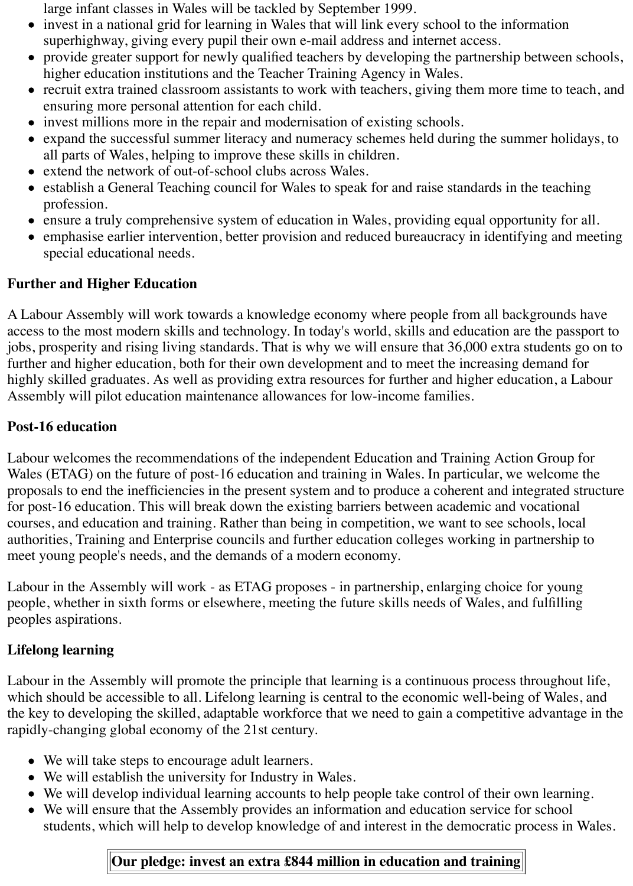large infant classes in Wales will be tackled by September 1999.

- invest in a national grid for learning in Wales that will link every school to the information superhighway, giving every pupil their own e-mail address and internet access.
- provide greater support for newly qualified teachers by developing the partnership between schools, higher education institutions and the Teacher Training Agency in Wales.
- recruit extra trained classroom assistants to work with teachers, giving them more time to teach, and ensuring more personal attention for each child.
- invest millions more in the repair and modernisation of existing schools.
- expand the successful summer literacy and numeracy schemes held during the summer holidays, to all parts of Wales, helping to improve these skills in children.
- extend the network of out-of-school clubs across Wales.
- establish a General Teaching council for Wales to speak for and raise standards in the teaching profession.
- ensure a truly comprehensive system of education in Wales, providing equal opportunity for all.
- emphasise earlier intervention, better provision and reduced bureaucracy in identifying and meeting special educational needs.

**Further and Higher Education**

A Labour Assembly will work towards a knowledge economy where people from all backgrounds have access to the most modern skills and technology. In today's world, skills and education are the passport to jobs, prosperity and rising living standards. That is why we will ensure that 36,000 extra students go on to further and higher education, both for their own development and to meet the increasing demand for highly skilled graduates. As well as providing extra resources for further and higher education, a Labour Assembly will pilot education maintenance allowances for low-income families.

**Post-16 education**

Labour welcomes the recommendations of the independent Education and Training Action Group for Wales (ETAG) on the future of post-16 education and training in Wales. In particular, we welcome the proposals to end the inefficiencies in the present system and to produce a coherent and integrated structure for post-16 education. This will break down the existing barriers between academic and vocational courses, and education and training. Rather than being in competition, we want to see schools, local authorities, Training and Enterprise councils and further education colleges working in partnership to meet young people's needs, and the demands of a modern economy.

Labour in the Assembly will work - as ETAG proposes - in partnership, enlarging choice for young people, whether in sixth forms or elsewhere, meeting the future skills needs of Wales, and fulfilling peoples aspirations.

**Lifelong learning**

Labour in the Assembly will promote the principle that learning is a continuous process throughout life, which should be accessible to all. Lifelong learning is central to the economic well-being of Wales, and the key to developing the skilled, adaptable workforce that we need to gain a competitive advantage in the rapidly-changing global economy of the 21st century.

- We will take steps to encourage adult learners.
- We will establish the university for Industry in Wales.
- We will develop individual learning accounts to help people take control of their own learning.
- We will ensure that the Assembly provides an information and education service for school students, which will help to develop knowledge of and interest in the democratic process in Wales.

**Our pledge: invest an extra £844 million in education and training**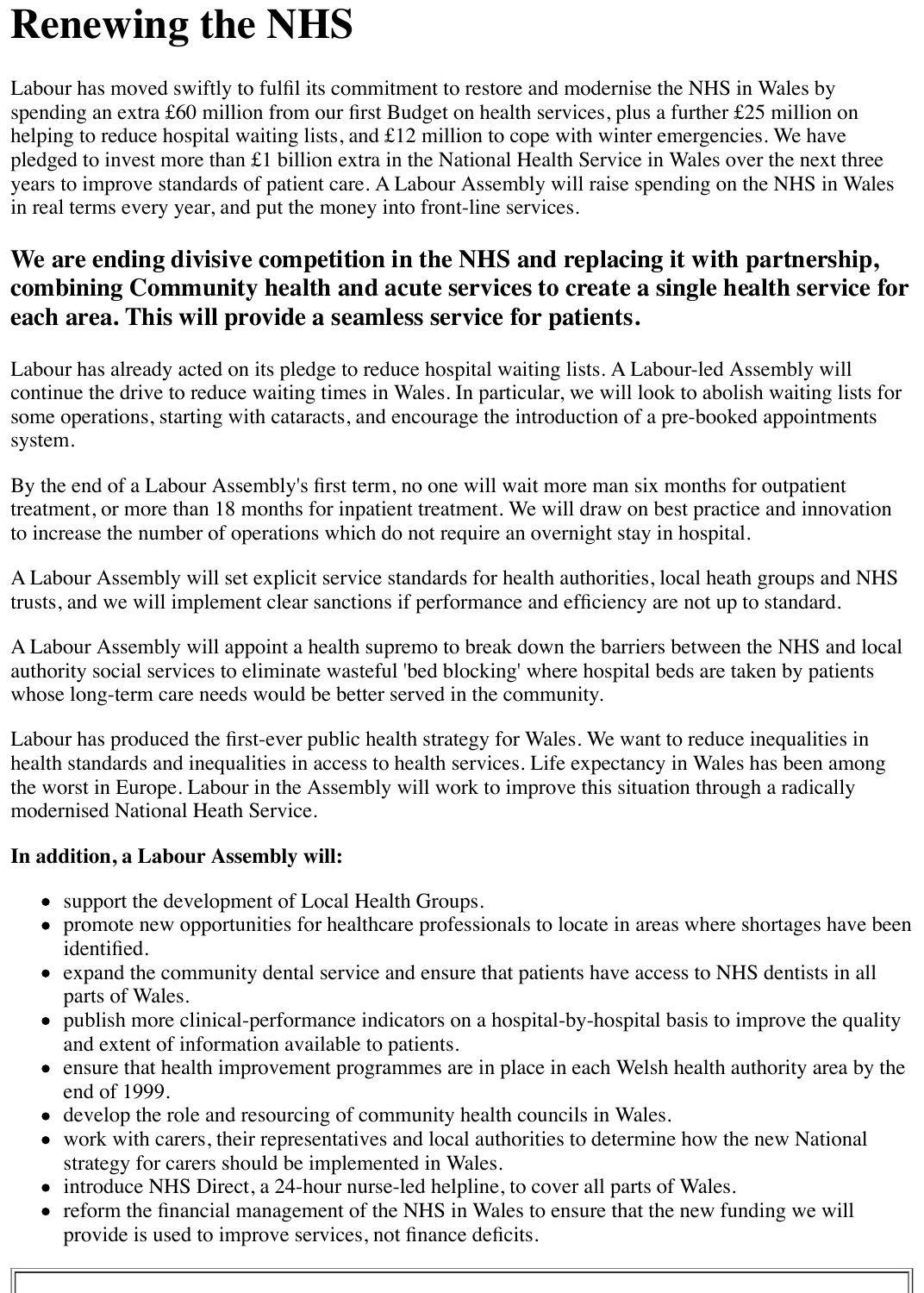# Renewing the NHS

Labour has moved swiftly to fulfil its commitment to restore and modernise the NHS in Wales by spending an extra £60 million from our first Budget on health services, plus a further £25 million on helping to reduce hospital waiting lists, and £12 million to cope with winter emergencies. We have pledged to invest more than £1 billion extra in the National Health Service in Wales over the next three years to improve standards of patient care. A Labour Assembly will raise spending on the NHS in Wales in real terms every year, and put the money into front-line services.

## We are ending divisive competition in the NHS and replacing it with partnership, combining Community health and acute services to create a single health service for each area. This will provide a seamless service for patients.

Labour has already acted on its pledge to reduce hospital waiting lists. A Labour-led Assembly will continue the drive to reduce waiting times in Wales. In particular, we will look to abolish waiting lists for some operations, starting with cataracts, and encourage the introduction of a pre-booked appointments system.

By the end of a Labour Assembly's first term, no one will wait more man six months for outpatient treatment, or more than 18 months for inpatient treatment. We will draw on best practice and innovation to increase the number of operations which do not require an overnight stay in hospital.

A Labour Assembly will set explicit service standards for health authorities, local heath groups and NHS trusts, and we will implement clear sanctions if performance and efficiency are not up to standard.

A Labour Assembly will appoint a health supremo to break down the barriers between the NHS and local authority social services to eliminate wasteful 'bed blocking' where hospital beds are taken by patients whose long-term care needs would be better served in the community.

Labour has produced the first-ever public health strategy for Wales. We want to reduce inequalities in health standards and inequalities in access to health services. Life expectancy in Wales has been among the worst in Europe. Labour in the Assembly will work to improve this situation through a radically modernised National Heath Service.

**In addition, a Labour Assembly will:**

- support the development of Local Health Groups.
- promote new opportunities for healthcare professionals to locate in areas where shortages have been identified.
- expand the community dental service and ensure that patients have access to NHS dentists in all parts of Wales.
- publish more clinical-performance indicators on a hospital-by-hospital basis to improve the quality and extent of information available to patients.
- ensure that health improvement programmes are in place in each Welsh health authority area by the end of 1999.
- develop the role and resourcing of community health councils in Wales.
- work with carers, their representatives and local authorities to determine how the new National strategy for carers should be implemented in Wales.
- introduce NHS Direct, a 24-hour nurse-led helpline, to cover all parts of Wales.
- reform the financial management of the NHS in Wales to ensure that the new funding we will provide is used to improve services, not finance deficits.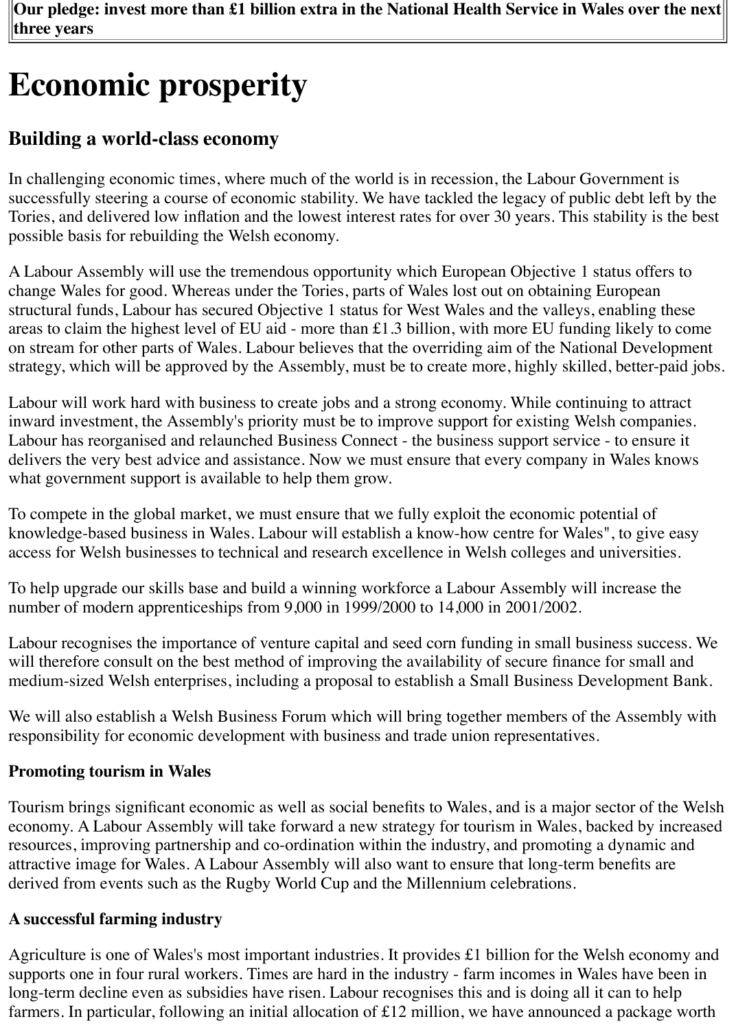**Our pledge: invest more than £1 billion extra in the National Health Service in Wales over the next three years**

# Economic prosperity

## Building a world-class economy

In challenging economic times, where much of the world is in recession, the Labour Government is successfully steering a course of economic stability. We have tackled the legacy of public debt left by the Tories, and delivered low inflation and the lowest interest rates for over 30 years. This stability is the best possible basis for rebuilding the Welsh economy.

A Labour Assembly will use the tremendous opportunity which European Objective 1 status offers to change Wales for good. Whereas under the Tories, parts of Wales lost out on obtaining European structural funds, Labour has secured Objective 1 status for West Wales and the valleys, enabling these areas to claim the highest level of EU aid - more than £1.3 billion, with more EU funding likely to come on stream for other parts of Wales. Labour believes that the overriding aim of the National Development strategy, which will be approved by the Assembly, must be to create more, highly skilled, better-paid jobs.

Labour will work hard with business to create jobs and a strong economy. While continuing to attract inward investment, the Assembly's priority must be to improve support for existing Welsh companies. Labour has reorganised and relaunched Business Connect - the business support service - to ensure it delivers the very best advice and assistance. Now we must ensure that every company in Wales knows what government support is available to help them grow.

To compete in the global market, we must ensure that we fully exploit the economic potential of knowledge-based business in Wales. Labour will establish a know-how centre for Wales", to give easy access for Welsh businesses to technical and research excellence in Welsh colleges and universities.

To help upgrade our skills base and build a winning workforce a Labour Assembly will increase the number of modern apprenticeships from 9,000 in 1999/2000 to 14,000 in 2001/2002.

Labour recognises the importance of venture capital and seed corn funding in small business success. We will therefore consult on the best method of improving the availability of secure finance for small and medium-sized Welsh enterprises, including a proposal to establish a Small Business Development Bank.

We will also establish a Welsh Business Forum which will bring together members of the Assembly with responsibility for economic development with business and trade union representatives.

**Promoting tourism in Wales**

Tourism brings significant economic as well as social benefits to Wales, and is a major sector of the Welsh economy. A Labour Assembly will take forward a new strategy for tourism in Wales, backed by increased resources, improving partnership and co-ordination within the industry, and promoting a dynamic and attractive image for Wales. A Labour Assembly will also want to ensure that long-term benefits are derived from events such as the Rugby World Cup and the Millennium celebrations.

**A successful farming industry**

Agriculture is one of Wales's most important industries. It provides £1 billion for the Welsh economy and supports one in four rural workers. Times are hard in the industry - farm incomes in Wales have been in long-term decline even as subsidies have risen. Labour recognises this and is doing all it can to help farmers. In particular, following an initial allocation of £12 million, we have announced a package worth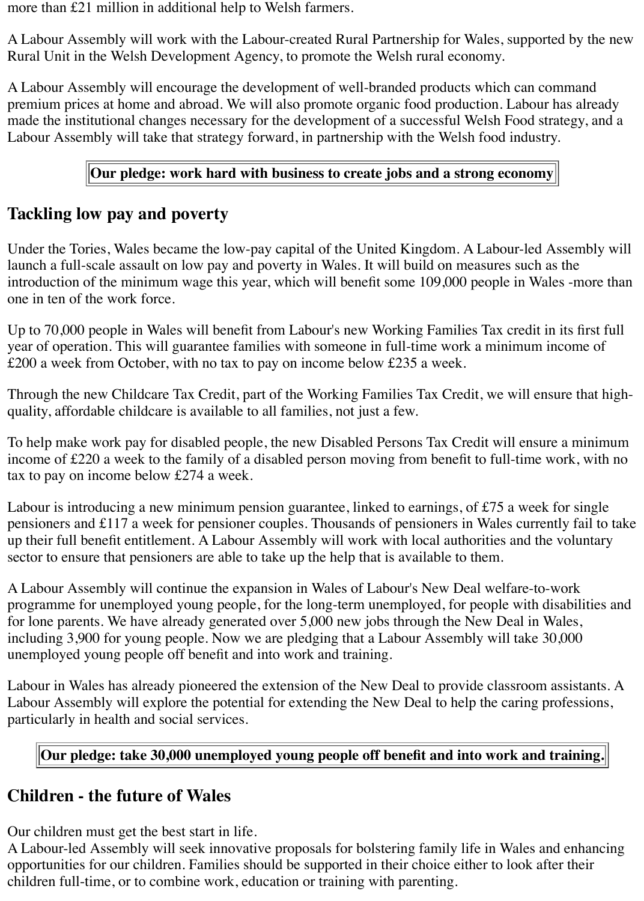more than £21 million in additional help to Welsh farmers.

A Labour Assembly will work with the Labour-created Rural Partnership for Wales, supported by the new Rural Unit in the Welsh Development Agency, to promote the Welsh rural economy.

A Labour Assembly will encourage the development of well-branded products which can command premium prices at home and abroad. We will also promote organic food production. Labour has already made the institutional changes necessary for the development of a successful Welsh Food strategy, and a Labour Assembly will take that strategy forward, in partnership with the Welsh food industry.

**Our pledge: work hard with business to create jobs and a strong economy**

## Tackling low pay and poverty

Under the Tories, Wales became the low-pay capital of the United Kingdom. A Labour-led Assembly will launch a full-scale assault on low pay and poverty in Wales. It will build on measures such as the introduction of the minimum wage this year, which will benefit some 109,000 people in Wales -more than one in ten of the work force.

Up to 70,000 people in Wales will benefit from Labour's new Working Families Tax credit in its first full year of operation. This will guarantee families with someone in full-time work a minimum income of £200 a week from October, with no tax to pay on income below £235 a week.

Through the new Childcare Tax Credit, part of the Working Families Tax Credit, we will ensure that high-quality, affordable childcare is available to all families, not just a few.

To help make work pay for disabled people, the new Disabled Persons Tax Credit will ensure a minimum income of £220 a week to the family of a disabled person moving from benefit to full-time work, with no tax to pay on income below £274 a week.

Labour is introducing a new minimum pension guarantee, linked to earnings, of £75 a week for single pensioners and £117 a week for pensioner couples. Thousands of pensioners in Wales currently fail to take up their full benefit entitlement. A Labour Assembly will work with local authorities and the voluntary sector to ensure that pensioners are able to take up the help that is available to them.

A Labour Assembly will continue the expansion in Wales of Labour's New Deal welfare-to-work programme for unemployed young people, for the long-term unemployed, for people with disabilities and for lone parents. We have already generated over 5,000 new jobs through the New Deal in Wales, including 3,900 for young people. Now we are pledging that a Labour Assembly will take 30,000 unemployed young people off benefit and into work and training.

Labour in Wales has already pioneered the extension of the New Deal to provide classroom assistants. A Labour Assembly will explore the potential for extending the New Deal to help the caring professions, particularly in health and social services.

**Our pledge: take 30,000 unemployed young people off benefit and into work and training.**

## Children - the future of Wales

Our children must get the best start in life.
A Labour-led Assembly will seek innovative proposals for bolstering family life in Wales and enhancing opportunities for our children. Families should be supported in their choice either to look after their children full-time, or to combine work, education or training with parenting.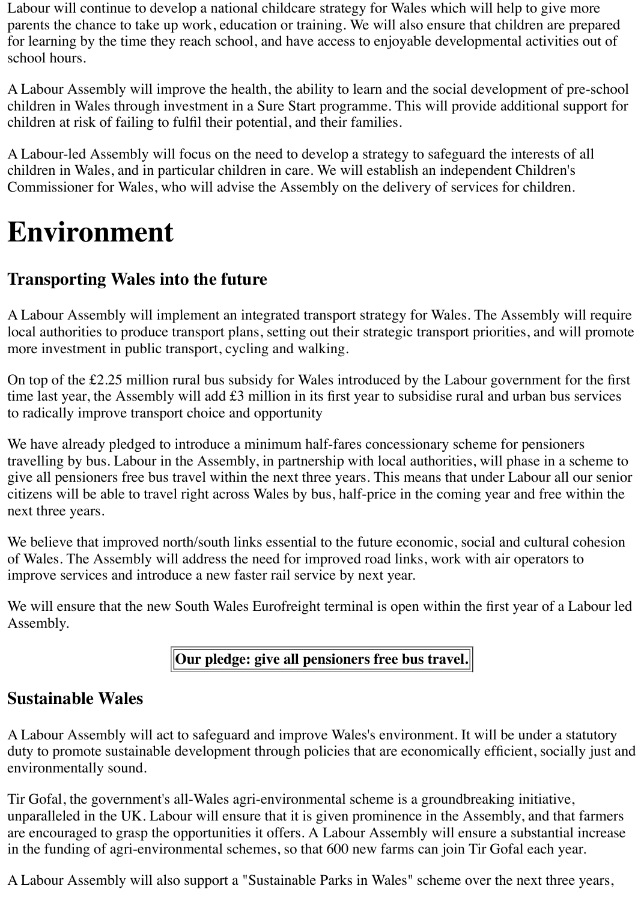Labour will continue to develop a national childcare strategy for Wales which will help to give more parents the chance to take up work, education or training. We will also ensure that children are prepared for learning by the time they reach school, and have access to enjoyable developmental activities out of school hours.

A Labour Assembly will improve the health, the ability to learn and the social development of pre-school children in Wales through investment in a Sure Start programme. This will provide additional support for children at risk of failing to fulfil their potential, and their families.

A Labour-led Assembly will focus on the need to develop a strategy to safeguard the interests of all children in Wales, and in particular children in care. We will establish an independent Children's Commissioner for Wales, who will advise the Assembly on the delivery of services for children.

# Environment

## Transporting Wales into the future

A Labour Assembly will implement an integrated transport strategy for Wales. The Assembly will require local authorities to produce transport plans, setting out their strategic transport priorities, and will promote more investment in public transport, cycling and walking.

On top of the £2.25 million rural bus subsidy for Wales introduced by the Labour government for the first time last year, the Assembly will add £3 million in its first year to subsidise rural and urban bus services to radically improve transport choice and opportunity

We have already pledged to introduce a minimum half-fares concessionary scheme for pensioners travelling by bus. Labour in the Assembly, in partnership with local authorities, will phase in a scheme to give all pensioners free bus travel within the next three years. This means that under Labour all our senior citizens will be able to travel right across Wales by bus, half-price in the coming year and free within the next three years.

We believe that improved north/south links essential to the future economic, social and cultural cohesion of Wales. The Assembly will address the need for improved road links, work with air operators to improve services and introduce a new faster rail service by next year.

We will ensure that the new South Wales Eurofreight terminal is open within the first year of a Labour led Assembly.

**Our pledge: give all pensioners free bus travel.**

## Sustainable Wales

A Labour Assembly will act to safeguard and improve Wales's environment. It will be under a statutory duty to promote sustainable development through policies that are economically efficient, socially just and environmentally sound.

Tir Gofal, the government's all-Wales agri-environmental scheme is a groundbreaking initiative, unparalleled in the UK. Labour will ensure that it is given prominence in the Assembly, and that farmers are encouraged to grasp the opportunities it offers. A Labour Assembly will ensure a substantial increase in the funding of agri-environmental schemes, so that 600 new farms can join Tir Gofal each year.

A Labour Assembly will also support a "Sustainable Parks in Wales" scheme over the next three years,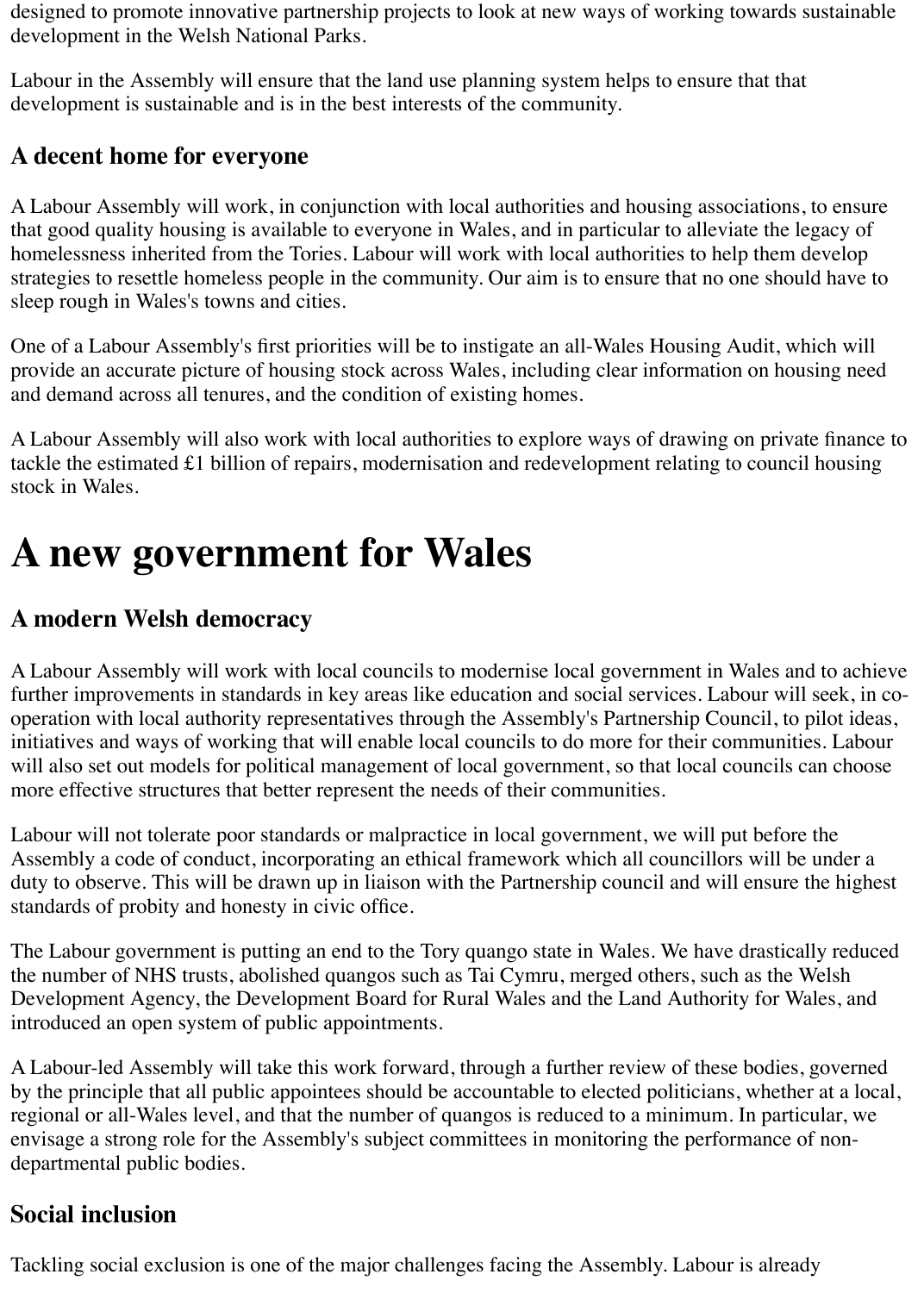designed to promote innovative partnership projects to look at new ways of working towards sustainable development in the Welsh National Parks.

Labour in the Assembly will ensure that the land use planning system helps to ensure that that development is sustainable and is in the best interests of the community.

## A decent home for everyone

A Labour Assembly will work, in conjunction with local authorities and housing associations, to ensure that good quality housing is available to everyone in Wales, and in particular to alleviate the legacy of homelessness inherited from the Tories. Labour will work with local authorities to help them develop strategies to resettle homeless people in the community. Our aim is to ensure that no one should have to sleep rough in Wales's towns and cities.

One of a Labour Assembly's first priorities will be to instigate an all-Wales Housing Audit, which will provide an accurate picture of housing stock across Wales, including clear information on housing need and demand across all tenures, and the condition of existing homes.

A Labour Assembly will also work with local authorities to explore ways of drawing on private finance to tackle the estimated £1 billion of repairs, modernisation and redevelopment relating to council housing stock in Wales.

# A new government for Wales

## A modern Welsh democracy

A Labour Assembly will work with local councils to modernise local government in Wales and to achieve further improvements in standards in key areas like education and social services. Labour will seek, in co-operation with local authority representatives through the Assembly's Partnership Council, to pilot ideas, initiatives and ways of working that will enable local councils to do more for their communities. Labour will also set out models for political management of local government, so that local councils can choose more effective structures that better represent the needs of their communities.

Labour will not tolerate poor standards or malpractice in local government, we will put before the Assembly a code of conduct, incorporating an ethical framework which all councillors will be under a duty to observe. This will be drawn up in liaison with the Partnership council and will ensure the highest standards of probity and honesty in civic office.

The Labour government is putting an end to the Tory quango state in Wales. We have drastically reduced the number of NHS trusts, abolished quangos such as Tai Cymru, merged others, such as the Welsh Development Agency, the Development Board for Rural Wales and the Land Authority for Wales, and introduced an open system of public appointments.

A Labour-led Assembly will take this work forward, through a further review of these bodies, governed by the principle that all public appointees should be accountable to elected politicians, whether at a local, regional or all-Wales level, and that the number of quangos is reduced to a minimum. In particular, we envisage a strong role for the Assembly's subject committees in monitoring the performance of non-departmental public bodies.

## Social inclusion

Tackling social exclusion is one of the major challenges facing the Assembly. Labour is already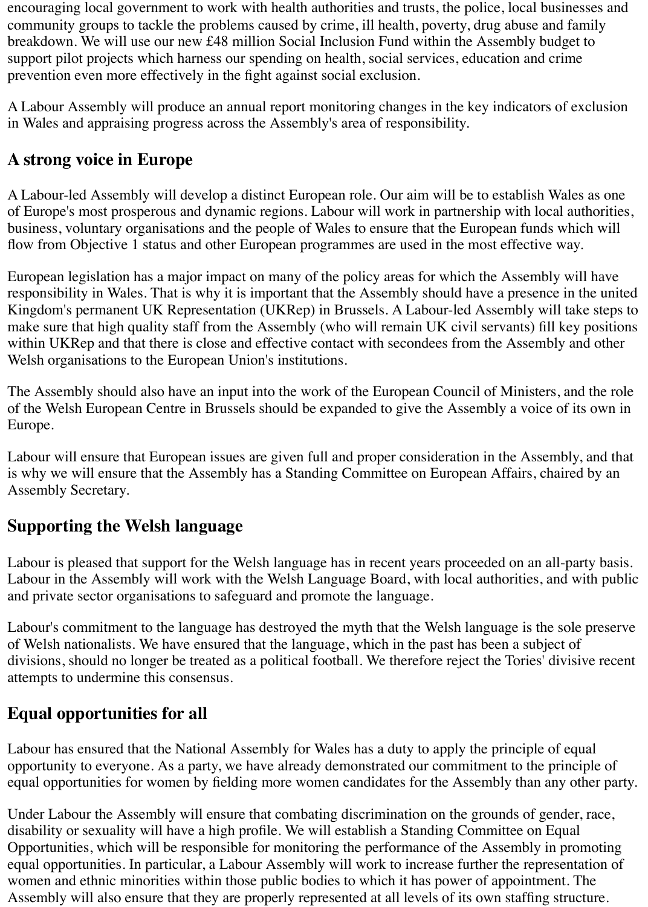encouraging local government to work with health authorities and trusts, the police, local businesses and community groups to tackle the problems caused by crime, ill health, poverty, drug abuse and family breakdown. We will use our new £48 million Social Inclusion Fund within the Assembly budget to support pilot projects which harness our spending on health, social services, education and crime prevention even more effectively in the fight against social exclusion.

A Labour Assembly will produce an annual report monitoring changes in the key indicators of exclusion in Wales and appraising progress across the Assembly's area of responsibility.

## A strong voice in Europe

A Labour-led Assembly will develop a distinct European role. Our aim will be to establish Wales as one of Europe's most prosperous and dynamic regions. Labour will work in partnership with local authorities, business, voluntary organisations and the people of Wales to ensure that the European funds which will flow from Objective 1 status and other European programmes are used in the most effective way.

European legislation has a major impact on many of the policy areas for which the Assembly will have responsibility in Wales. That is why it is important that the Assembly should have a presence in the united Kingdom's permanent UK Representation (UKRep) in Brussels. A Labour-led Assembly will take steps to make sure that high quality staff from the Assembly (who will remain UK civil servants) fill key positions within UKRep and that there is close and effective contact with secondees from the Assembly and other Welsh organisations to the European Union's institutions.

The Assembly should also have an input into the work of the European Council of Ministers, and the role of the Welsh European Centre in Brussels should be expanded to give the Assembly a voice of its own in Europe.

Labour will ensure that European issues are given full and proper consideration in the Assembly, and that is why we will ensure that the Assembly has a Standing Committee on European Affairs, chaired by an Assembly Secretary.

## Supporting the Welsh language

Labour is pleased that support for the Welsh language has in recent years proceeded on an all-party basis. Labour in the Assembly will work with the Welsh Language Board, with local authorities, and with public and private sector organisations to safeguard and promote the language.

Labour's commitment to the language has destroyed the myth that the Welsh language is the sole preserve of Welsh nationalists. We have ensured that the language, which in the past has been a subject of divisions, should no longer be treated as a political football. We therefore reject the Tories' divisive recent attempts to undermine this consensus.

## Equal opportunities for all

Labour has ensured that the National Assembly for Wales has a duty to apply the principle of equal opportunity to everyone. As a party, we have already demonstrated our commitment to the principle of equal opportunities for women by fielding more women candidates for the Assembly than any other party.

Under Labour the Assembly will ensure that combating discrimination on the grounds of gender, race, disability or sexuality will have a high profile. We will establish a Standing Committee on Equal Opportunities, which will be responsible for monitoring the performance of the Assembly in promoting equal opportunities. In particular, a Labour Assembly will work to increase further the representation of women and ethnic minorities within those public bodies to which it has power of appointment. The Assembly will also ensure that they are properly represented at all levels of its own staffing structure.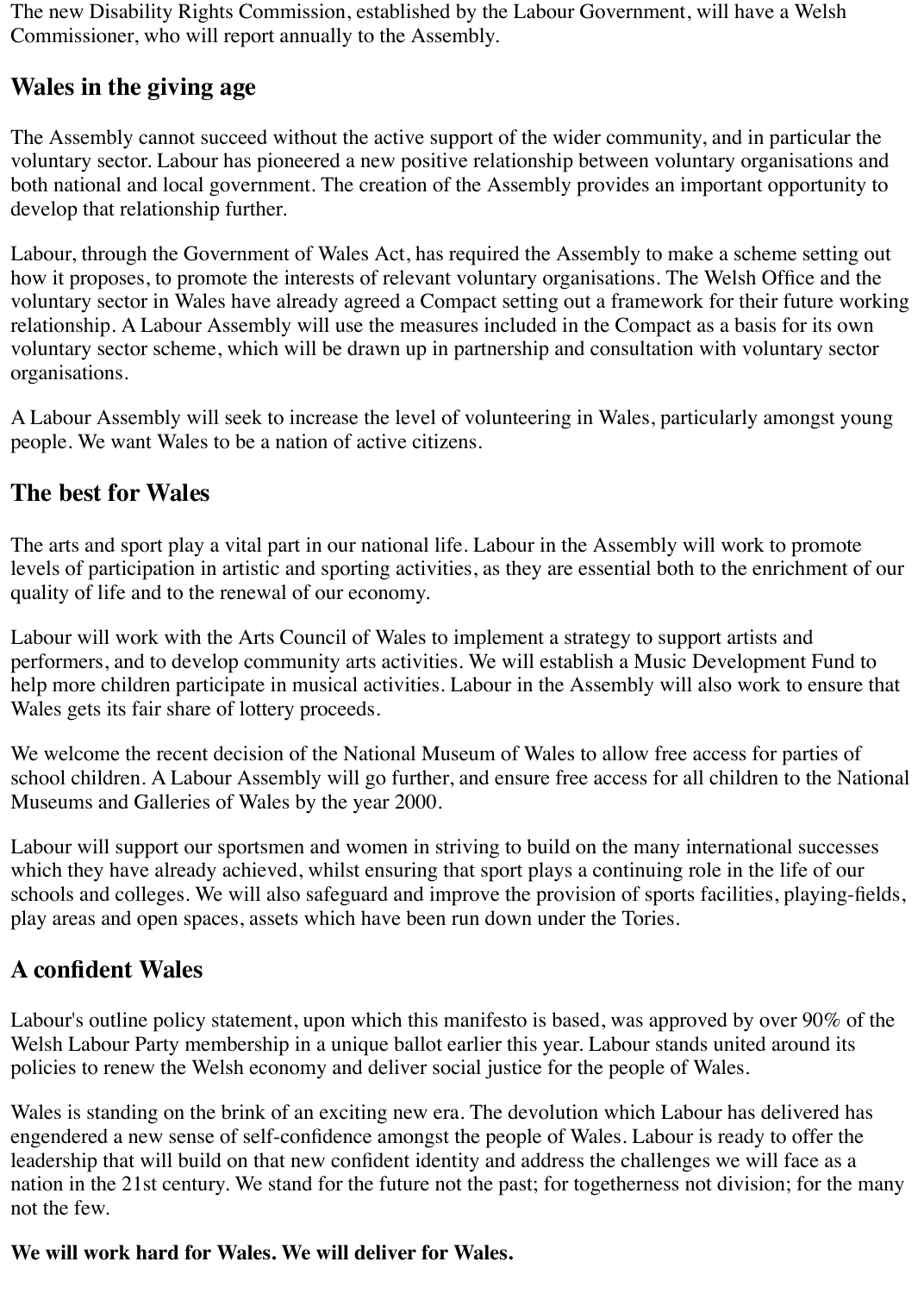The new Disability Rights Commission, established by the Labour Government, will have a Welsh Commissioner, who will report annually to the Assembly.

## Wales in the giving age

The Assembly cannot succeed without the active support of the wider community, and in particular the voluntary sector. Labour has pioneered a new positive relationship between voluntary organisations and both national and local government. The creation of the Assembly provides an important opportunity to develop that relationship further.

Labour, through the Government of Wales Act, has required the Assembly to make a scheme setting out how it proposes, to promote the interests of relevant voluntary organisations. The Welsh Office and the voluntary sector in Wales have already agreed a Compact setting out a framework for their future working relationship. A Labour Assembly will use the measures included in the Compact as a basis for its own voluntary sector scheme, which will be drawn up in partnership and consultation with voluntary sector organisations.

A Labour Assembly will seek to increase the level of volunteering in Wales, particularly amongst young people. We want Wales to be a nation of active citizens.

## The best for Wales

The arts and sport play a vital part in our national life. Labour in the Assembly will work to promote levels of participation in artistic and sporting activities, as they are essential both to the enrichment of our quality of life and to the renewal of our economy.

Labour will work with the Arts Council of Wales to implement a strategy to support artists and performers, and to develop community arts activities. We will establish a Music Development Fund to help more children participate in musical activities. Labour in the Assembly will also work to ensure that Wales gets its fair share of lottery proceeds.

We welcome the recent decision of the National Museum of Wales to allow free access for parties of school children. A Labour Assembly will go further, and ensure free access for all children to the National Museums and Galleries of Wales by the year 2000.

Labour will support our sportsmen and women in striving to build on the many international successes which they have already achieved, whilst ensuring that sport plays a continuing role in the life of our schools and colleges. We will also safeguard and improve the provision of sports facilities, playing-fields, play areas and open spaces, assets which have been run down under the Tories.

## A confident Wales

Labour's outline policy statement, upon which this manifesto is based, was approved by over 90% of the Welsh Labour Party membership in a unique ballot earlier this year. Labour stands united around its policies to renew the Welsh economy and deliver social justice for the people of Wales.

Wales is standing on the brink of an exciting new era. The devolution which Labour has delivered has engendered a new sense of self-confidence amongst the people of Wales. Labour is ready to offer the leadership that will build on that new confident identity and address the challenges we will face as a nation in the 21st century. We stand for the future not the past; for togetherness not division; for the many not the few.

**We will work hard for Wales. We will deliver for Wales.**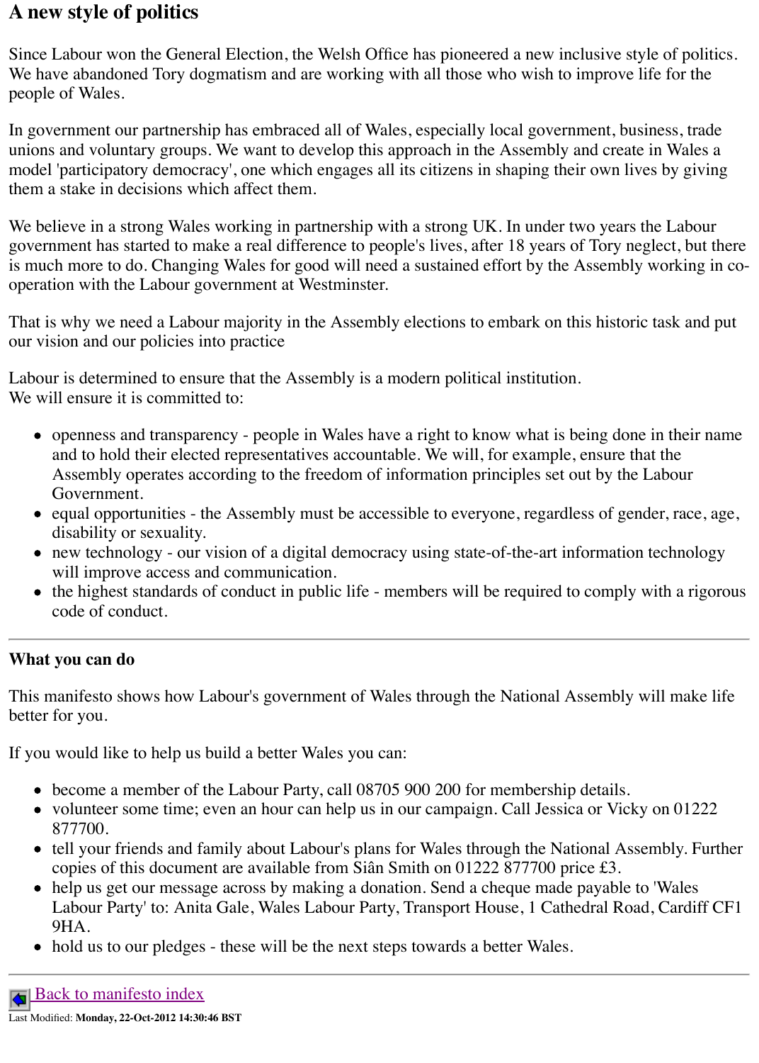## A new style of politics

Since Labour won the General Election, the Welsh Office has pioneered a new inclusive style of politics. We have abandoned Tory dogmatism and are working with all those who wish to improve life for the people of Wales.

In government our partnership has embraced all of Wales, especially local government, business, trade unions and voluntary groups. We want to develop this approach in the Assembly and create in Wales a model 'participatory democracy', one which engages all its citizens in shaping their own lives by giving them a stake in decisions which affect them.

We believe in a strong Wales working in partnership with a strong UK. In under two years the Labour government has started to make a real difference to people's lives, after 18 years of Tory neglect, but there is much more to do. Changing Wales for good will need a sustained effort by the Assembly working in co-operation with the Labour government at Westminster.

That is why we need a Labour majority in the Assembly elections to embark on this historic task and put our vision and our policies into practice

Labour is determined to ensure that the Assembly is a modern political institution.
We will ensure it is committed to:

- openness and transparency - people in Wales have a right to know what is being done in their name and to hold their elected representatives accountable. We will, for example, ensure that the Assembly operates according to the freedom of information principles set out by the Labour Government.
- equal opportunities - the Assembly must be accessible to everyone, regardless of gender, race, age, disability or sexuality.
- new technology - our vision of a digital democracy using state-of-the-art information technology will improve access and communication.
- the highest standards of conduct in public life - members will be required to comply with a rigorous code of conduct.

---

**What you can do**

This manifesto shows how Labour's government of Wales through the National Assembly will make life better for you.

If you would like to help us build a better Wales you can:

- become a member of the Labour Party, call 08705 900 200 for membership details.
- volunteer some time; even an hour can help us in our campaign. Call Jessica or Vicky on 01222 877700.
- tell your friends and family about Labour's plans for Wales through the National Assembly. Further copies of this document are available from Siân Smith on 01222 877700 price £3.
- help us get our message across by making a donation. Send a cheque made payable to 'Wales Labour Party' to: Anita Gale, Wales Labour Party, Transport House, 1 Cathedral Road, Cardiff CF1 9HA.
- hold us to our pledges - these will be the next steps towards a better Wales.

---

Back to manifesto index

Last Modified: **Monday, 22-Oct-2012 14:30:46 BST**